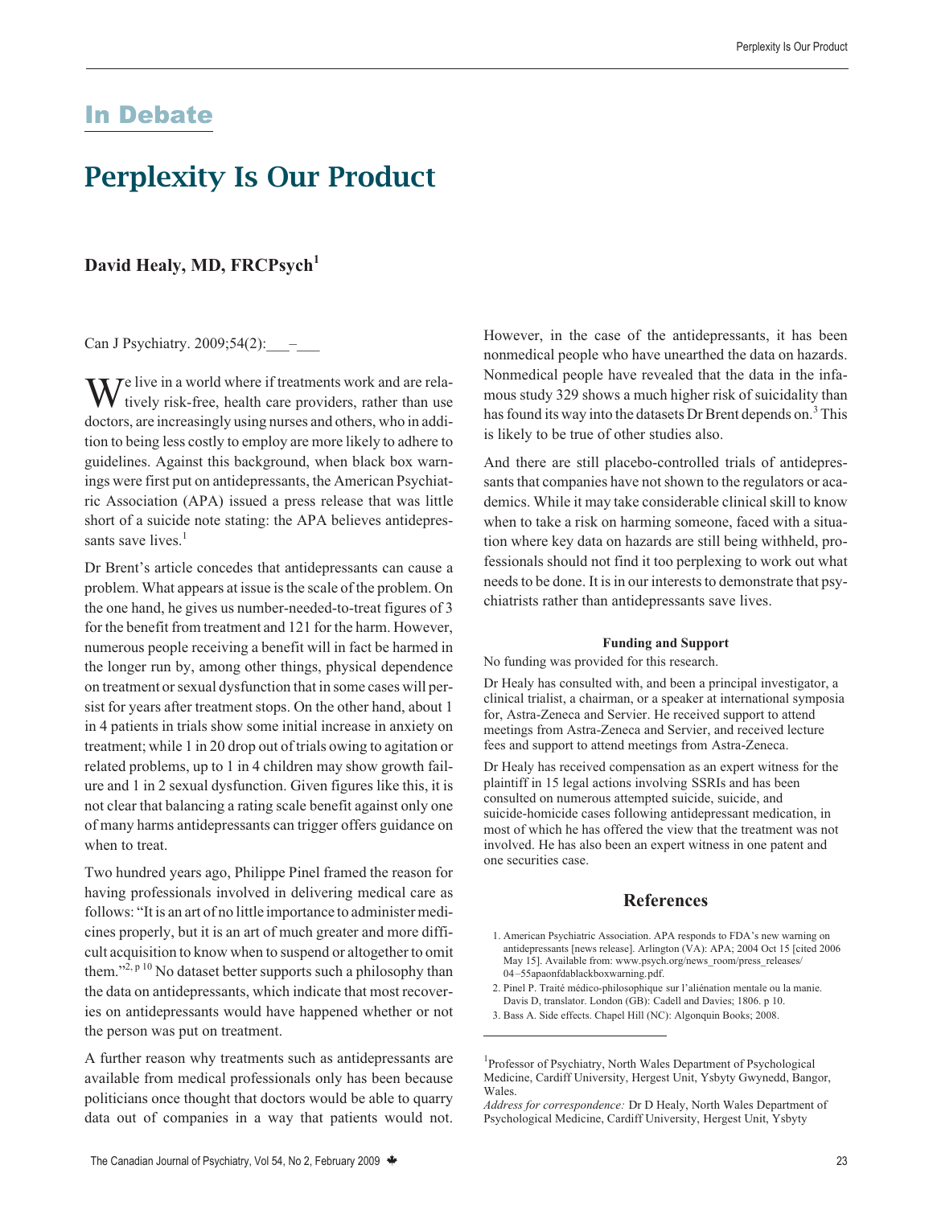## In Debate

# Perplexity Is Our Product

**David Healy, MD, FRCPsych**[1]

Can J Psychiatry. 2009;54(2):___–___

We live in a world where if treatments work and are relatively risk-free, health care providers, rather than use doctors, are increasingly using nurses and others, who in addition to being less costly to employ are more likely to adhere to guidelines. Against this background, when black box warnings were first put on antidepressants, the American Psychiatric Association (APA) issued a press release that was little short of a suicide note stating: the APA believes antidepressants save lives.[1]

Dr Brent's article concedes that antidepressants can cause a problem. What appears at issue is the scale of the problem. On the one hand, he gives us number-needed-to-treat figures of 3 for the benefit from treatment and 121 for the harm. However, numerous people receiving a benefit will in fact be harmed in the longer run by, among other things, physical dependence on treatment or sexual dysfunction that in some cases will persist for years after treatment stops. On the other hand, about 1 in 4 patients in trials show some initial increase in anxiety on treatment; while 1 in 20 drop out of trials owing to agitation or related problems, up to 1 in 4 children may show growth failure and 1 in 2 sexual dysfunction. Given figures like this, it is not clear that balancing a rating scale benefit against only one of many harms antidepressants can trigger offers guidance on when to treat.

Two hundred years ago, Philippe Pinel framed the reason for having professionals involved in delivering medical care as follows: "It is an art of no little importance to administer medicines properly, but it is an art of much greater and more difficult acquisition to know when to suspend or altogether to omit them."[2, p 10] No dataset better supports such a philosophy than the data on antidepressants, which indicate that most recoveries on antidepressants would have happened whether or not the person was put on treatment.

A further reason why treatments such as antidepressants are available from medical professionals only has been because politicians once thought that doctors would be able to quarry data out of companies in a way that patients would not. However, in the case of the antidepressants, it has been nonmedical people who have unearthed the data on hazards. Nonmedical people have revealed that the data in the infamous study 329 shows a much higher risk of suicidality than has found its way into the datasets Dr Brent depends on.[3] This is likely to be true of other studies also.

And there are still placebo-controlled trials of antidepressants that companies have not shown to the regulators or academics. While it may take considerable clinical skill to know when to take a risk on harming someone, faced with a situation where key data on hazards are still being withheld, professionals should not find it too perplexing to work out what needs to be done. It is in our interests to demonstrate that psychiatrists rather than antidepressants save lives.

**Funding and Support**

No funding was provided for this research.

Dr Healy has consulted with, and been a principal investigator, a clinical trialist, a chairman, or a speaker at international symposia for, Astra-Zeneca and Servier. He received support to attend meetings from Astra-Zeneca and Servier, and received lecture fees and support to attend meetings from Astra-Zeneca.

Dr Healy has received compensation as an expert witness for the plaintiff in 15 legal actions involving SSRIs and has been consulted on numerous attempted suicide, suicide, and suicide-homicide cases following antidepressant medication, in most of which he has offered the view that the treatment was not involved. He has also been an expert witness in one patent and one securities case.

## References

1. American Psychiatric Association. APA responds to FDA's new warning on antidepressants [news release]. Arlington (VA): APA; 2004 Oct 15 [cited 2006 May 15]. Available from: www.psych.org/news_room/press_releases/04–55apaonfdablackboxwarning.pdf.
2. Pinel P. Traité médico-philosophique sur l'aliénation mentale ou la manie. Davis D, translator. London (GB): Cadell and Davies; 1806. p 10.
3. Bass A. Side effects. Chapel Hill (NC): Algonquin Books; 2008.

[1] Professor of Psychiatry, North Wales Department of Psychological Medicine, Cardiff University, Hergest Unit, Ysbyty Gwynedd, Bangor, Wales.

*Address for correspondence:* Dr D Healy, North Wales Department of Psychological Medicine, Cardiff University, Hergest Unit, Ysbyty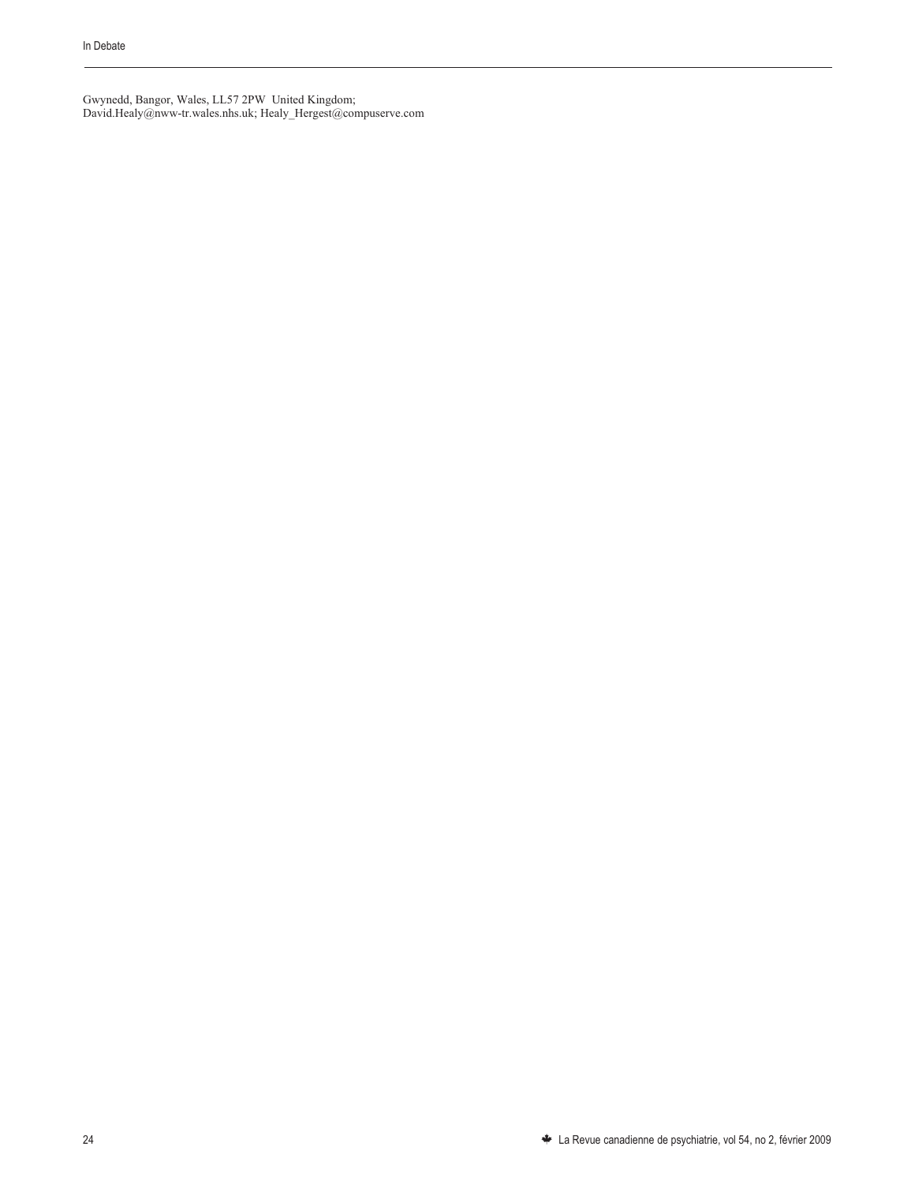Gwynedd, Bangor, Wales, LL57 2PW United Kingdom;
David.Healy@nww-tr.wales.nhs.uk; Healy_Hergest@compuserve.com